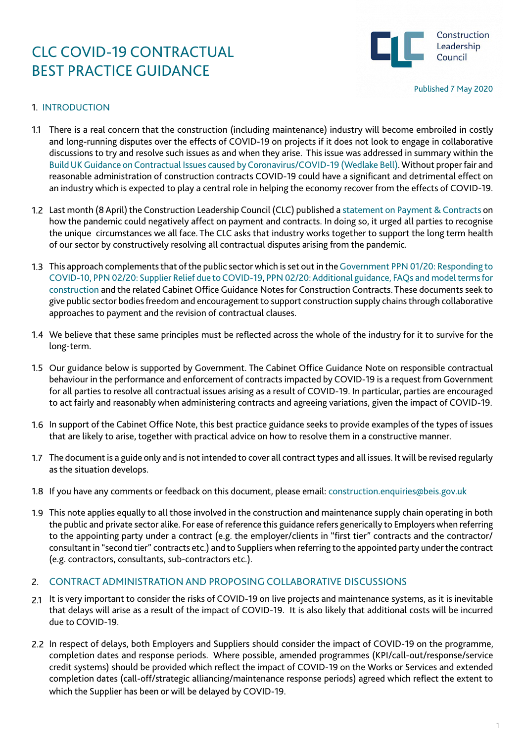# CLC COVID-19 CONTRACTUAL BEST PRACTICE GUIDANCE

Construction Leadership Council

Published 7 May 2020

## 1. INTRODUCTION

1.1 There is a real concern that the construction (including maintenance) industry will become embroiled in costly and long-running disputes over the effects of COVID-19 on projects if it does not look to engage in collaborative discussions to try and resolve such issues as and when they arise. This issue was addressed in summary within the Build UK Guidance on Contractual Issues caused by Coronavirus/COVID-19 (Wedlake Bell). Without proper fair and reasonable administration of construction contracts COVID-19 could have a significant and detrimental effect on an industry which is expected to play a central role in helping the economy recover from the effects of COVID-19.

1.2 Last month (8 April) the Construction Leadership Council (CLC) published a statement on Payment & Contracts on how the pandemic could negatively affect on payment and contracts. In doing so, it urged all parties to recognise the unique circumstances we all face. The CLC asks that industry works together to support the long term health of our sector by constructively resolving all contractual disputes arising from the pandemic.

1.3 This approach complements that of the public sector which is set out in the Government PPN 01/20: Responding to COVID-10, PPN 02/20: Supplier Relief due to COVID-19, PPN 02/20: Additional guidance, FAQs and model terms for construction and the related Cabinet Office Guidance Notes for Construction Contracts. These documents seek to give public sector bodies freedom and encouragement to support construction supply chains through collaborative approaches to payment and the revision of contractual clauses.

1.4 We believe that these same principles must be reflected across the whole of the industry for it to survive for the long-term.

1.5 Our guidance below is supported by Government. The Cabinet Office Guidance Note on responsible contractual behaviour in the performance and enforcement of contracts impacted by COVID-19 is a request from Government for all parties to resolve all contractual issues arising as a result of COVID-19. In particular, parties are encouraged to act fairly and reasonably when administering contracts and agreeing variations, given the impact of COVID-19.

1.6 In support of the Cabinet Office Note, this best practice guidance seeks to provide examples of the types of issues that are likely to arise, together with practical advice on how to resolve them in a constructive manner.

1.7 The document is a guide only and is not intended to cover all contract types and all issues. It will be revised regularly as the situation develops.

1.8 If you have any comments or feedback on this document, please email: construction.enquiries@beis.gov.uk

1.9 This note applies equally to all those involved in the construction and maintenance supply chain operating in both the public and private sector alike. For ease of reference this guidance refers generically to Employers when referring to the appointing party under a contract (e.g. the employer/clients in "first tier" contracts and the contractor/consultant in "second tier" contracts etc.) and to Suppliers when referring to the appointed party under the contract (e.g. contractors, consultants, sub-contractors etc.).

## 2. CONTRACT ADMINISTRATION AND PROPOSING COLLABORATIVE DISCUSSIONS

2.1 It is very important to consider the risks of COVID-19 on live projects and maintenance systems, as it is inevitable that delays will arise as a result of the impact of COVID-19. It is also likely that additional costs will be incurred due to COVID-19.

2.2 In respect of delays, both Employers and Suppliers should consider the impact of COVID-19 on the programme, completion dates and response periods. Where possible, amended programmes (KPI/call-out/response/service credit systems) should be provided which reflect the impact of COVID-19 on the Works or Services and extended completion dates (call-off/strategic alliancing/maintenance response periods) agreed which reflect the extent to which the Supplier has been or will be delayed by COVID-19.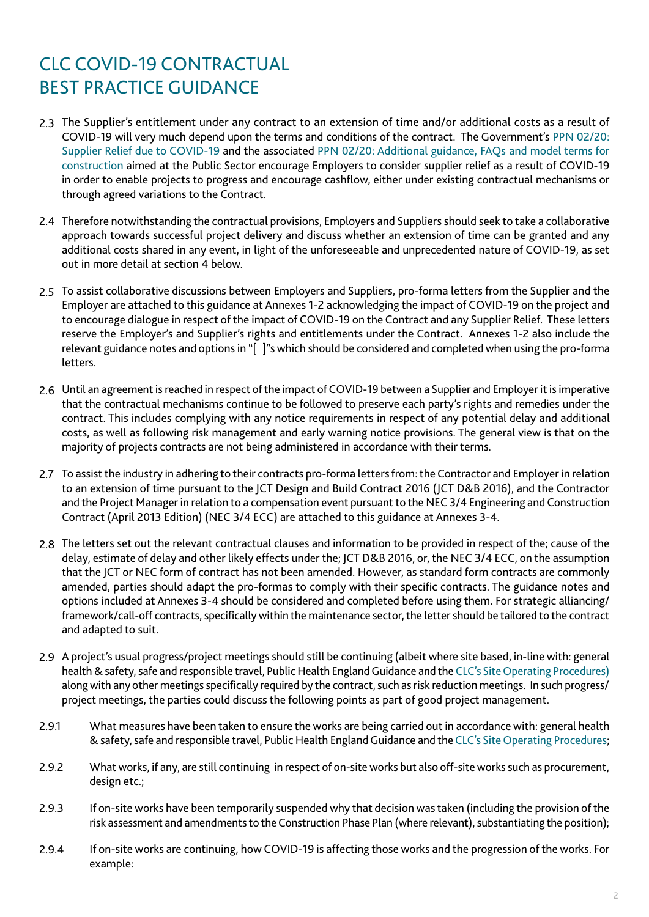# CLC COVID-19 CONTRACTUAL BEST PRACTICE GUIDANCE

2.3 The Supplier's entitlement under any contract to an extension of time and/or additional costs as a result of COVID-19 will very much depend upon the terms and conditions of the contract. The Government's PPN 02/20: Supplier Relief due to COVID-19 and the associated PPN 02/20: Additional guidance, FAQs and model terms for construction aimed at the Public Sector encourage Employers to consider supplier relief as a result of COVID-19 in order to enable projects to progress and encourage cashflow, either under existing contractual mechanisms or through agreed variations to the Contract.

2.4 Therefore notwithstanding the contractual provisions, Employers and Suppliers should seek to take a collaborative approach towards successful project delivery and discuss whether an extension of time can be granted and any additional costs shared in any event, in light of the unforeseeable and unprecedented nature of COVID-19, as set out in more detail at section 4 below.

2.5 To assist collaborative discussions between Employers and Suppliers, pro-forma letters from the Supplier and the Employer are attached to this guidance at Annexes 1-2 acknowledging the impact of COVID-19 on the project and to encourage dialogue in respect of the impact of COVID-19 on the Contract and any Supplier Relief. These letters reserve the Employer's and Supplier's rights and entitlements under the Contract. Annexes 1-2 also include the relevant guidance notes and options in "[ ]"s which should be considered and completed when using the pro-forma letters.

2.6 Until an agreement is reached in respect of the impact of COVID-19 between a Supplier and Employer it is imperative that the contractual mechanisms continue to be followed to preserve each party's rights and remedies under the contract. This includes complying with any notice requirements in respect of any potential delay and additional costs, as well as following risk management and early warning notice provisions. The general view is that on the majority of projects contracts are not being administered in accordance with their terms.

2.7 To assist the industry in adhering to their contracts pro-forma letters from: the Contractor and Employer in relation to an extension of time pursuant to the JCT Design and Build Contract 2016 (JCT D&B 2016), and the Contractor and the Project Manager in relation to a compensation event pursuant to the NEC 3/4 Engineering and Construction Contract (April 2013 Edition) (NEC 3/4 ECC) are attached to this guidance at Annexes 3-4.

2.8 The letters set out the relevant contractual clauses and information to be provided in respect of the; cause of the delay, estimate of delay and other likely effects under the; JCT D&B 2016, or, the NEC 3/4 ECC, on the assumption that the JCT or NEC form of contract has not been amended. However, as standard form contracts are commonly amended, parties should adapt the pro-formas to comply with their specific contracts. The guidance notes and options included at Annexes 3-4 should be considered and completed before using them. For strategic alliancing/framework/call-off contracts, specifically within the maintenance sector, the letter should be tailored to the contract and adapted to suit.

2.9 A project's usual progress/project meetings should still be continuing (albeit where site based, in-line with: general health & safety, safe and responsible travel, Public Health England Guidance and the CLC's Site Operating Procedures) along with any other meetings specifically required by the contract, such as risk reduction meetings. In such progress/project meetings, the parties could discuss the following points as part of good project management.

2.9.1 What measures have been taken to ensure the works are being carried out in accordance with: general health & safety, safe and responsible travel, Public Health England Guidance and the CLC's Site Operating Procedures;

2.9.2 What works, if any, are still continuing in respect of on-site works but also off-site works such as procurement, design etc.;

2.9.3 If on-site works have been temporarily suspended why that decision was taken (including the provision of the risk assessment and amendments to the Construction Phase Plan (where relevant), substantiating the position);

2.9.4 If on-site works are continuing, how COVID-19 is affecting those works and the progression of the works. For example: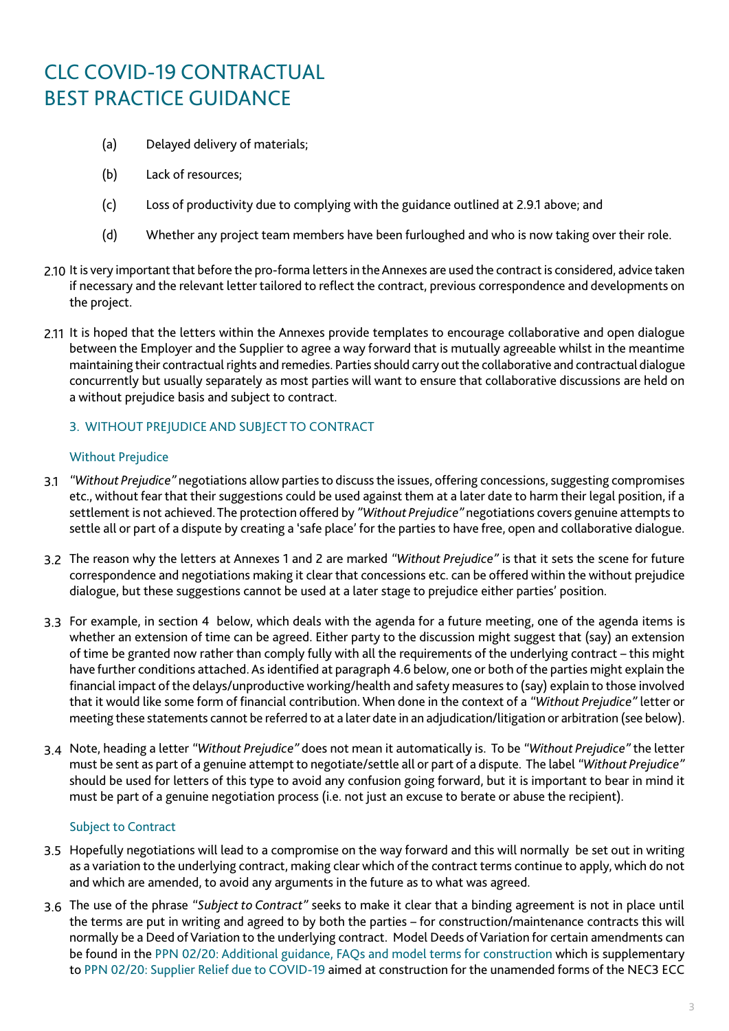# CLC COVID-19 CONTRACTUAL BEST PRACTICE GUIDANCE

(a) Delayed delivery of materials;

(b) Lack of resources;

(c) Loss of productivity due to complying with the guidance outlined at 2.9.1 above; and

(d) Whether any project team members have been furloughed and who is now taking over their role.

2.10 It is very important that before the pro-forma letters in the Annexes are used the contract is considered, advice taken if necessary and the relevant letter tailored to reflect the contract, previous correspondence and developments on the project.

2.11 It is hoped that the letters within the Annexes provide templates to encourage collaborative and open dialogue between the Employer and the Supplier to agree a way forward that is mutually agreeable whilst in the meantime maintaining their contractual rights and remedies. Parties should carry out the collaborative and contractual dialogue concurrently but usually separately as most parties will want to ensure that collaborative discussions are held on a without prejudice basis and subject to contract.

## 3. WITHOUT PREJUDICE AND SUBJECT TO CONTRACT

### Without Prejudice

3.1 *"Without Prejudice"* negotiations allow parties to discuss the issues, offering concessions, suggesting compromises etc., without fear that their suggestions could be used against them at a later date to harm their legal position, if a settlement is not achieved. The protection offered by *"Without Prejudice"* negotiations covers genuine attempts to settle all or part of a dispute by creating a 'safe place' for the parties to have free, open and collaborative dialogue.

3.2 The reason why the letters at Annexes 1 and 2 are marked *"Without Prejudice"* is that it sets the scene for future correspondence and negotiations making it clear that concessions etc. can be offered within the without prejudice dialogue, but these suggestions cannot be used at a later stage to prejudice either parties' position.

3.3 For example, in section 4 below, which deals with the agenda for a future meeting, one of the agenda items is whether an extension of time can be agreed. Either party to the discussion might suggest that (say) an extension of time be granted now rather than comply fully with all the requirements of the underlying contract – this might have further conditions attached. As identified at paragraph 4.6 below, one or both of the parties might explain the financial impact of the delays/unproductive working/health and safety measures to (say) explain to those involved that it would like some form of financial contribution. When done in the context of a *"Without Prejudice"* letter or meeting these statements cannot be referred to at a later date in an adjudication/litigation or arbitration (see below).

3.4 Note, heading a letter *"Without Prejudice"* does not mean it automatically is. To be *"Without Prejudice"* the letter must be sent as part of a genuine attempt to negotiate/settle all or part of a dispute. The label *"Without Prejudice"* should be used for letters of this type to avoid any confusion going forward, but it is important to bear in mind it must be part of a genuine negotiation process (i.e. not just an excuse to berate or abuse the recipient).

### Subject to Contract

3.5 Hopefully negotiations will lead to a compromise on the way forward and this will normally be set out in writing as a variation to the underlying contract, making clear which of the contract terms continue to apply, which do not and which are amended, to avoid any arguments in the future as to what was agreed.

3.6 The use of the phrase *"Subject to Contract"* seeks to make it clear that a binding agreement is not in place until the terms are put in writing and agreed to by both the parties – for construction/maintenance contracts this will normally be a Deed of Variation to the underlying contract. Model Deeds of Variation for certain amendments can be found in the PPN 02/20: Additional guidance, FAQs and model terms for construction which is supplementary to PPN 02/20: Supplier Relief due to COVID-19 aimed at construction for the unamended forms of the NEC3 ECC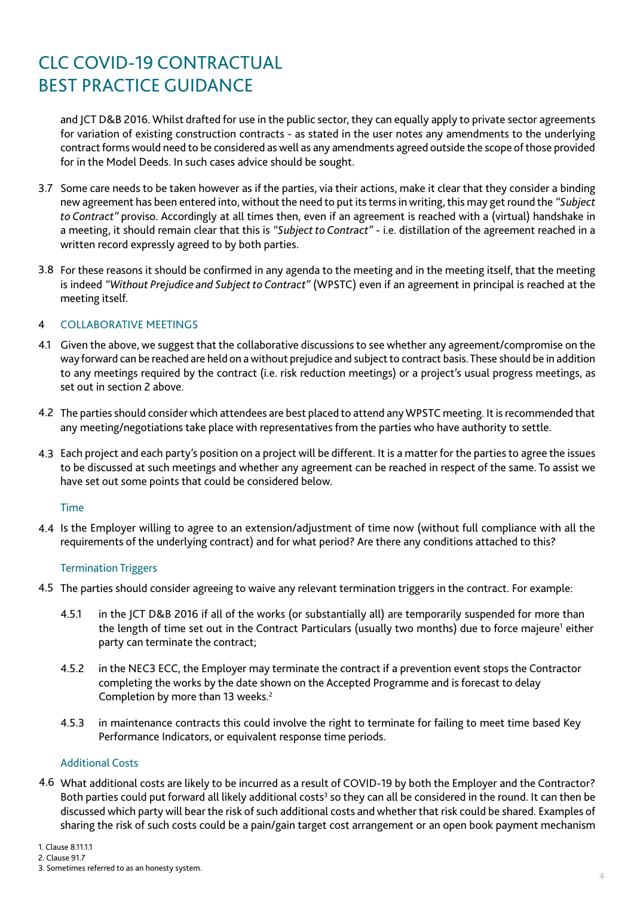and JCT D&B 2016. Whilst drafted for use in the public sector, they can equally apply to private sector agreements for variation of existing construction contracts - as stated in the user notes any amendments to the underlying contract forms would need to be considered as well as any amendments agreed outside the scope of those provided for in the Model Deeds. In such cases advice should be sought.

3.7 Some care needs to be taken however as if the parties, via their actions, make it clear that they consider a binding new agreement has been entered into, without the need to put its terms in writing, this may get round the *"Subject to Contract"* proviso. Accordingly at all times then, even if an agreement is reached with a (virtual) handshake in a meeting, it should remain clear that this is *"Subject to Contract"* - i.e. distillation of the agreement reached in a written record expressly agreed to by both parties.

3.8 For these reasons it should be confirmed in any agenda to the meeting and in the meeting itself, that the meeting is indeed *"Without Prejudice and Subject to Contract"* (WPSTC) even if an agreement in principal is reached at the meeting itself.

## 4 COLLABORATIVE MEETINGS

4.1 Given the above, we suggest that the collaborative discussions to see whether any agreement/compromise on the way forward can be reached are held on a without prejudice and subject to contract basis. These should be in addition to any meetings required by the contract (i.e. risk reduction meetings) or a project's usual progress meetings, as set out in section 2 above.

4.2 The parties should consider which attendees are best placed to attend any WPSTC meeting. It is recommended that any meeting/negotiations take place with representatives from the parties who have authority to settle.

4.3 Each project and each party's position on a project will be different. It is a matter for the parties to agree the issues to be discussed at such meetings and whether any agreement can be reached in respect of the same. To assist we have set out some points that could be considered below.

### Time

4.4 Is the Employer willing to agree to an extension/adjustment of time now (without full compliance with all the requirements of the underlying contract) and for what period? Are there any conditions attached to this?

### Termination Triggers

4.5 The parties should consider agreeing to waive any relevant termination triggers in the contract. For example:

4.5.1 in the JCT D&B 2016 if all of the works (or substantially all) are temporarily suspended for more than the length of time set out in the Contract Particulars (usually two months) due to force majeure[1] either party can terminate the contract;

4.5.2 in the NEC3 ECC, the Employer may terminate the contract if a prevention event stops the Contractor completing the works by the date shown on the Accepted Programme and is forecast to delay Completion by more than 13 weeks.[2]

4.5.3 in maintenance contracts this could involve the right to terminate for failing to meet time based Key Performance Indicators, or equivalent response time periods.

### Additional Costs

4.6 What additional costs are likely to be incurred as a result of COVID-19 by both the Employer and the Contractor? Both parties could put forward all likely additional costs[3] so they can all be considered in the round. It can then be discussed which party will bear the risk of such additional costs and whether that risk could be shared. Examples of sharing the risk of such costs could be a pain/gain target cost arrangement or an open book payment mechanism

1. Clause 8.11.1.1
2. Clause 91.7
3. Sometimes referred to as an honesty system.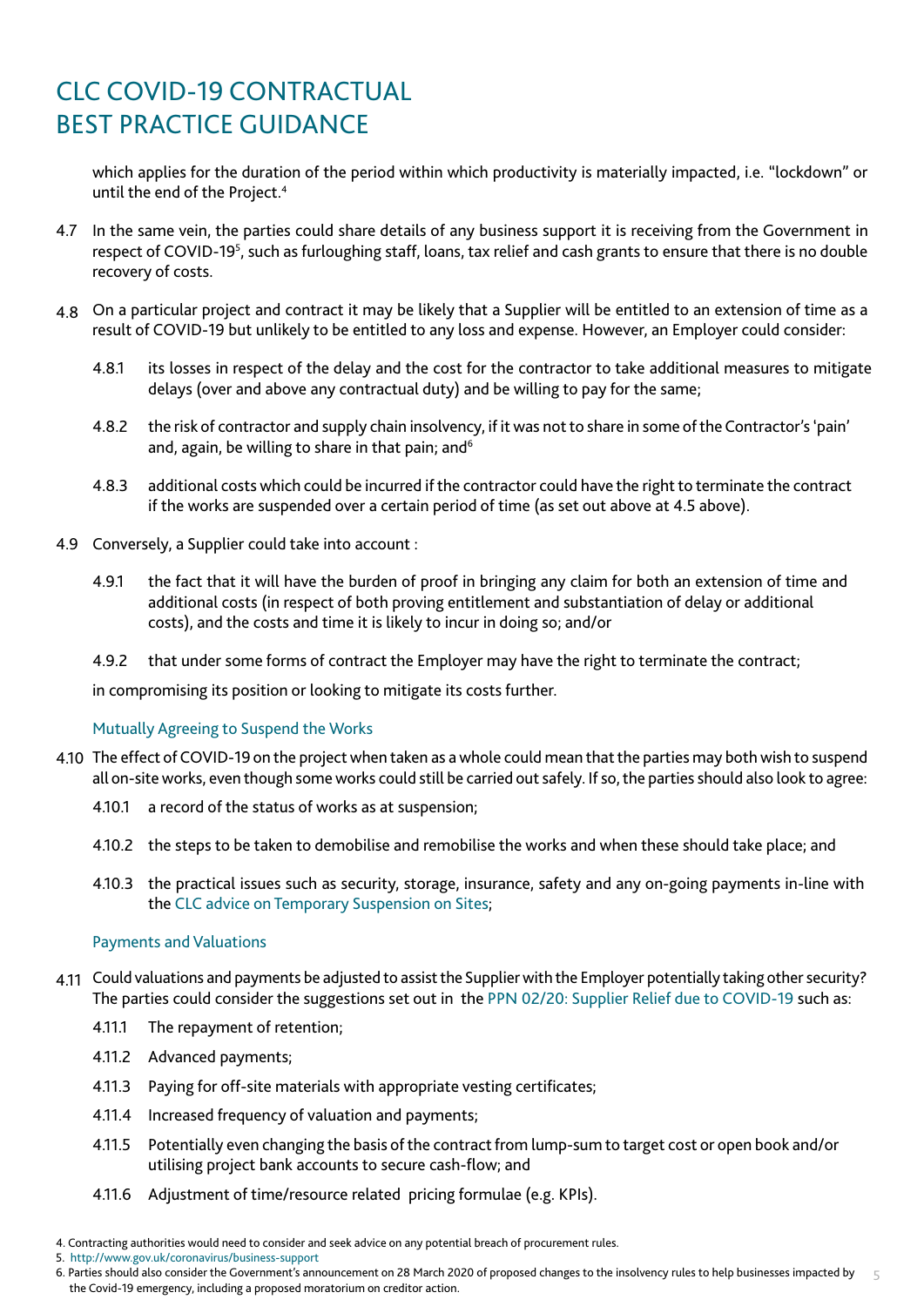which applies for the duration of the period within which productivity is materially impacted, i.e. "lockdown" or until the end of the Project.[4]

4.7 In the same vein, the parties could share details of any business support it is receiving from the Government in respect of COVID-19[5], such as furloughing staff, loans, tax relief and cash grants to ensure that there is no double recovery of costs.

4.8 On a particular project and contract it may be likely that a Supplier will be entitled to an extension of time as a result of COVID-19 but unlikely to be entitled to any loss and expense. However, an Employer could consider:

4.8.1 its losses in respect of the delay and the cost for the contractor to take additional measures to mitigate delays (over and above any contractual duty) and be willing to pay for the same;

4.8.2 the risk of contractor and supply chain insolvency, if it was not to share in some of the Contractor's 'pain' and, again, be willing to share in that pain; and[6]

4.8.3 additional costs which could be incurred if the contractor could have the right to terminate the contract if the works are suspended over a certain period of time (as set out above at 4.5 above).

4.9 Conversely, a Supplier could take into account :

4.9.1 the fact that it will have the burden of proof in bringing any claim for both an extension of time and additional costs (in respect of both proving entitlement and substantiation of delay or additional costs), and the costs and time it is likely to incur in doing so; and/or

4.9.2 that under some forms of contract the Employer may have the right to terminate the contract;

in compromising its position or looking to mitigate its costs further.

### Mutually Agreeing to Suspend the Works

4.10 The effect of COVID-19 on the project when taken as a whole could mean that the parties may both wish to suspend all on-site works, even though some works could still be carried out safely. If so, the parties should also look to agree:

4.10.1 a record of the status of works as at suspension;

4.10.2 the steps to be taken to demobilise and remobilise the works and when these should take place; and

4.10.3 the practical issues such as security, storage, insurance, safety and any on-going payments in-line with the CLC advice on Temporary Suspension on Sites;

### Payments and Valuations

4.11 Could valuations and payments be adjusted to assist the Supplier with the Employer potentially taking other security? The parties could consider the suggestions set out in the PPN 02/20: Supplier Relief due to COVID-19 such as:

4.11.1 The repayment of retention;

4.11.2 Advanced payments;

4.11.3 Paying for off-site materials with appropriate vesting certificates;

4.11.4 Increased frequency of valuation and payments;

4.11.5 Potentially even changing the basis of the contract from lump-sum to target cost or open book and/or utilising project bank accounts to secure cash-flow; and

4.11.6 Adjustment of time/resource related pricing formulae (e.g. KPIs).

4. Contracting authorities would need to consider and seek advice on any potential breach of procurement rules.

5. http://www.gov.uk/coronavirus/business-support

6. Parties should also consider the Government's announcement on 28 March 2020 of proposed changes to the insolvency rules to help businesses impacted by the Covid-19 emergency, including a proposed moratorium on creditor action.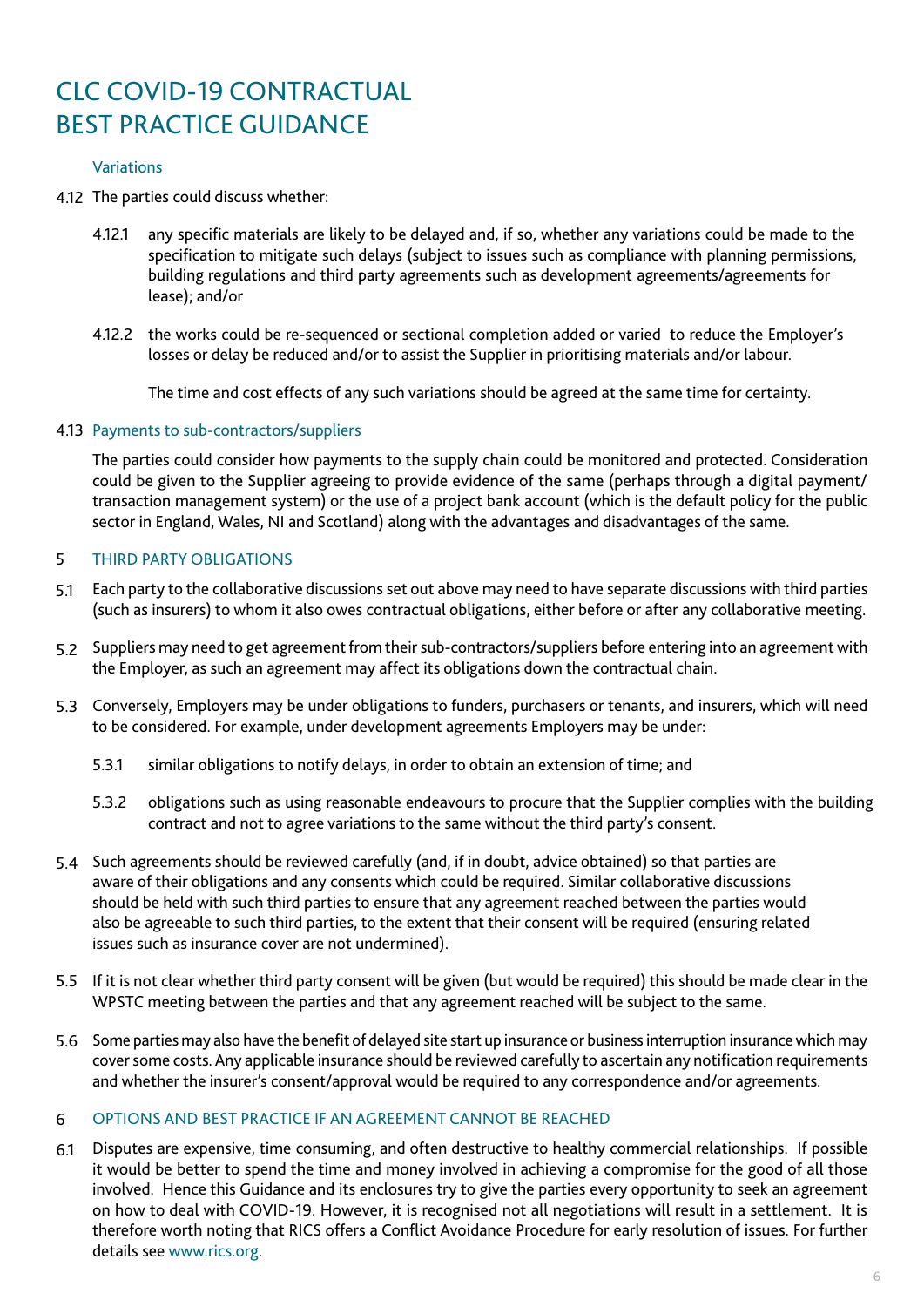# CLC COVID-19 CONTRACTUAL BEST PRACTICE GUIDANCE

### Variations

4.12 The parties could discuss whether:

4.12.1 any specific materials are likely to be delayed and, if so, whether any variations could be made to the specification to mitigate such delays (subject to issues such as compliance with planning permissions, building regulations and third party agreements such as development agreements/agreements for lease); and/or

4.12.2 the works could be re-sequenced or sectional completion added or varied to reduce the Employer's losses or delay be reduced and/or to assist the Supplier in prioritising materials and/or labour.

The time and cost effects of any such variations should be agreed at the same time for certainty.

### 4.13 Payments to sub-contractors/suppliers

The parties could consider how payments to the supply chain could be monitored and protected. Consideration could be given to the Supplier agreeing to provide evidence of the same (perhaps through a digital payment/transaction management system) or the use of a project bank account (which is the default policy for the public sector in England, Wales, NI and Scotland) along with the advantages and disadvantages of the same.

## 5 THIRD PARTY OBLIGATIONS

5.1 Each party to the collaborative discussions set out above may need to have separate discussions with third parties (such as insurers) to whom it also owes contractual obligations, either before or after any collaborative meeting.

5.2 Suppliers may need to get agreement from their sub-contractors/suppliers before entering into an agreement with the Employer, as such an agreement may affect its obligations down the contractual chain.

5.3 Conversely, Employers may be under obligations to funders, purchasers or tenants, and insurers, which will need to be considered. For example, under development agreements Employers may be under:

5.3.1 similar obligations to notify delays, in order to obtain an extension of time; and

5.3.2 obligations such as using reasonable endeavours to procure that the Supplier complies with the building contract and not to agree variations to the same without the third party's consent.

5.4 Such agreements should be reviewed carefully (and, if in doubt, advice obtained) so that parties are aware of their obligations and any consents which could be required. Similar collaborative discussions should be held with such third parties to ensure that any agreement reached between the parties would also be agreeable to such third parties, to the extent that their consent will be required (ensuring related issues such as insurance cover are not undermined).

5.5 If it is not clear whether third party consent will be given (but would be required) this should be made clear in the WPSTC meeting between the parties and that any agreement reached will be subject to the same.

5.6 Some parties may also have the benefit of delayed site start up insurance or business interruption insurance which may cover some costs. Any applicable insurance should be reviewed carefully to ascertain any notification requirements and whether the insurer's consent/approval would be required to any correspondence and/or agreements.

## 6 OPTIONS AND BEST PRACTICE IF AN AGREEMENT CANNOT BE REACHED

6.1 Disputes are expensive, time consuming, and often destructive to healthy commercial relationships. If possible it would be better to spend the time and money involved in achieving a compromise for the good of all those involved. Hence this Guidance and its enclosures try to give the parties every opportunity to seek an agreement on how to deal with COVID-19. However, it is recognised not all negotiations will result in a settlement. It is therefore worth noting that RICS offers a Conflict Avoidance Procedure for early resolution of issues. For further details see www.rics.org.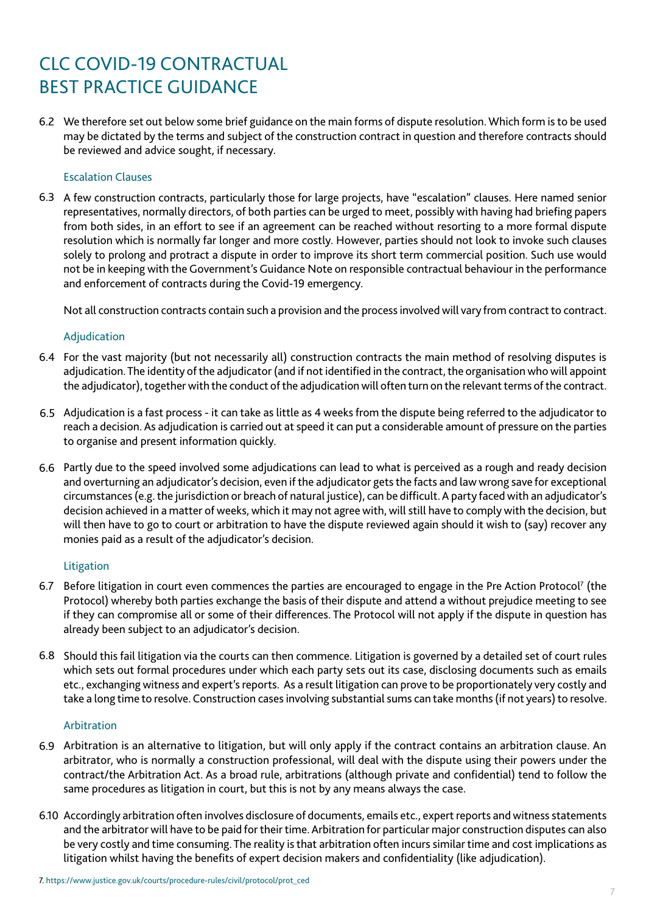# CLC COVID-19 CONTRACTUAL BEST PRACTICE GUIDANCE

6.2 We therefore set out below some brief guidance on the main forms of dispute resolution. Which form is to be used may be dictated by the terms and subject of the construction contract in question and therefore contracts should be reviewed and advice sought, if necessary.

### Escalation Clauses

6.3 A few construction contracts, particularly those for large projects, have "escalation" clauses. Here named senior representatives, normally directors, of both parties can be urged to meet, possibly with having had briefing papers from both sides, in an effort to see if an agreement can be reached without resorting to a more formal dispute resolution which is normally far longer and more costly. However, parties should not look to invoke such clauses solely to prolong and protract a dispute in order to improve its short term commercial position. Such use would not be in keeping with the Government's Guidance Note on responsible contractual behaviour in the performance and enforcement of contracts during the Covid-19 emergency.

Not all construction contracts contain such a provision and the process involved will vary from contract to contract.

### Adjudication

6.4 For the vast majority (but not necessarily all) construction contracts the main method of resolving disputes is adjudication. The identity of the adjudicator (and if not identified in the contract, the organisation who will appoint the adjudicator), together with the conduct of the adjudication will often turn on the relevant terms of the contract.

6.5 Adjudication is a fast process - it can take as little as 4 weeks from the dispute being referred to the adjudicator to reach a decision. As adjudication is carried out at speed it can put a considerable amount of pressure on the parties to organise and present information quickly.

6.6 Partly due to the speed involved some adjudications can lead to what is perceived as a rough and ready decision and overturning an adjudicator's decision, even if the adjudicator gets the facts and law wrong save for exceptional circumstances (e.g. the jurisdiction or breach of natural justice), can be difficult. A party faced with an adjudicator's decision achieved in a matter of weeks, which it may not agree with, will still have to comply with the decision, but will then have to go to court or arbitration to have the dispute reviewed again should it wish to (say) recover any monies paid as a result of the adjudicator's decision.

### Litigation

6.7 Before litigation in court even commences the parties are encouraged to engage in the Pre Action Protocol[7] (the Protocol) whereby both parties exchange the basis of their dispute and attend a without prejudice meeting to see if they can compromise all or some of their differences. The Protocol will not apply if the dispute in question has already been subject to an adjudicator's decision.

6.8 Should this fail litigation via the courts can then commence. Litigation is governed by a detailed set of court rules which sets out formal procedures under which each party sets out its case, disclosing documents such as emails etc., exchanging witness and expert's reports. As a result litigation can prove to be proportionately very costly and take a long time to resolve. Construction cases involving substantial sums can take months (if not years) to resolve.

### Arbitration

6.9 Arbitration is an alternative to litigation, but will only apply if the contract contains an arbitration clause. An arbitrator, who is normally a construction professional, will deal with the dispute using their powers under the contract/the Arbitration Act. As a broad rule, arbitrations (although private and confidential) tend to follow the same procedures as litigation in court, but this is not by any means always the case.

6.10 Accordingly arbitration often involves disclosure of documents, emails etc., expert reports and witness statements and the arbitrator will have to be paid for their time. Arbitration for particular major construction disputes can also be very costly and time consuming. The reality is that arbitration often incurs similar time and cost implications as litigation whilst having the benefits of expert decision makers and confidentiality (like adjudication).

7. https://www.justice.gov.uk/courts/procedure-rules/civil/protocol/prot_ced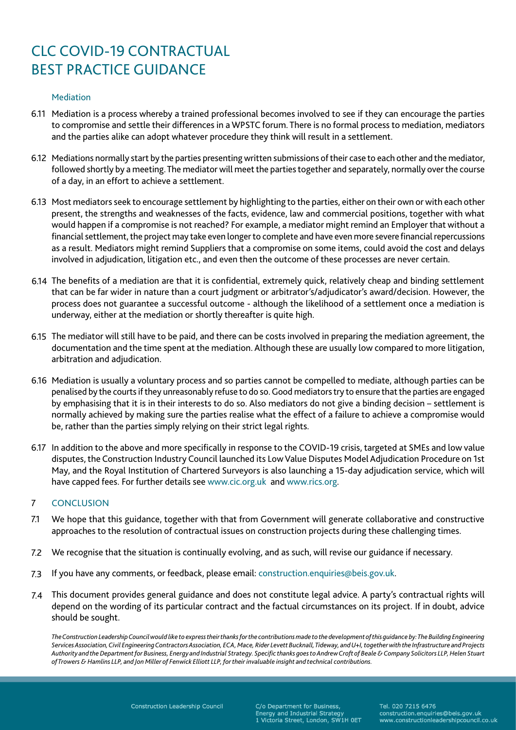### Mediation

6.11 Mediation is a process whereby a trained professional becomes involved to see if they can encourage the parties to compromise and settle their differences in a WPSTC forum. There is no formal process to mediation, mediators and the parties alike can adopt whatever procedure they think will result in a settlement.

6.12 Mediations normally start by the parties presenting written submissions of their case to each other and the mediator, followed shortly by a meeting. The mediator will meet the parties together and separately, normally over the course of a day, in an effort to achieve a settlement.

6.13 Most mediators seek to encourage settlement by highlighting to the parties, either on their own or with each other present, the strengths and weaknesses of the facts, evidence, law and commercial positions, together with what would happen if a compromise is not reached? For example, a mediator might remind an Employer that without a financial settlement, the project may take even longer to complete and have even more severe financial repercussions as a result. Mediators might remind Suppliers that a compromise on some items, could avoid the cost and delays involved in adjudication, litigation etc., and even then the outcome of these processes are never certain.

6.14 The benefits of a mediation are that it is confidential, extremely quick, relatively cheap and binding settlement that can be far wider in nature than a court judgment or arbitrator's/adjudicator's award/decision. However, the process does not guarantee a successful outcome - although the likelihood of a settlement once a mediation is underway, either at the mediation or shortly thereafter is quite high.

6.15 The mediator will still have to be paid, and there can be costs involved in preparing the mediation agreement, the documentation and the time spent at the mediation. Although these are usually low compared to more litigation, arbitration and adjudication.

6.16 Mediation is usually a voluntary process and so parties cannot be compelled to mediate, although parties can be penalised by the courts if they unreasonably refuse to do so. Good mediators try to ensure that the parties are engaged by emphasising that it is in their interests to do so. Also mediators do not give a binding decision – settlement is normally achieved by making sure the parties realise what the effect of a failure to achieve a compromise would be, rather than the parties simply relying on their strict legal rights.

6.17 In addition to the above and more specifically in response to the COVID-19 crisis, targeted at SMEs and low value disputes, the Construction Industry Council launched its Low Value Disputes Model Adjudication Procedure on 1st May, and the Royal Institution of Chartered Surveyors is also launching a 15-day adjudication service, which will have capped fees. For further details see www.cic.org.uk and www.rics.org.

## 7 CONCLUSION

7.1 We hope that this guidance, together with that from Government will generate collaborative and constructive approaches to the resolution of contractual issues on construction projects during these challenging times.

7.2 We recognise that the situation is continually evolving, and as such, will revise our guidance if necessary.

7.3 If you have any comments, or feedback, please email: construction.enquiries@beis.gov.uk.

7.4 This document provides general guidance and does not constitute legal advice. A party's contractual rights will depend on the wording of its particular contract and the factual circumstances on its project. If in doubt, advice should be sought.

*The Construction Leadership Council would like to express their thanks for the contributions made to the development of this guidance by: The Building Engineering Services Association, Civil Engineering Contractors Association, ECA, Mace, Rider Levett Bucknall, Tideway, and U+I, together with the Infrastructure and Projects Authority and the Department for Business, Energy and Industrial Strategy. Specific thanks goes to Andrew Croft of Beale & Company Solicitors LLP, Helen Stuart of Trowers & Hamlins LLP, and Jon Miller of Fenwick Elliott LLP, for their invaluable insight and technical contributions.*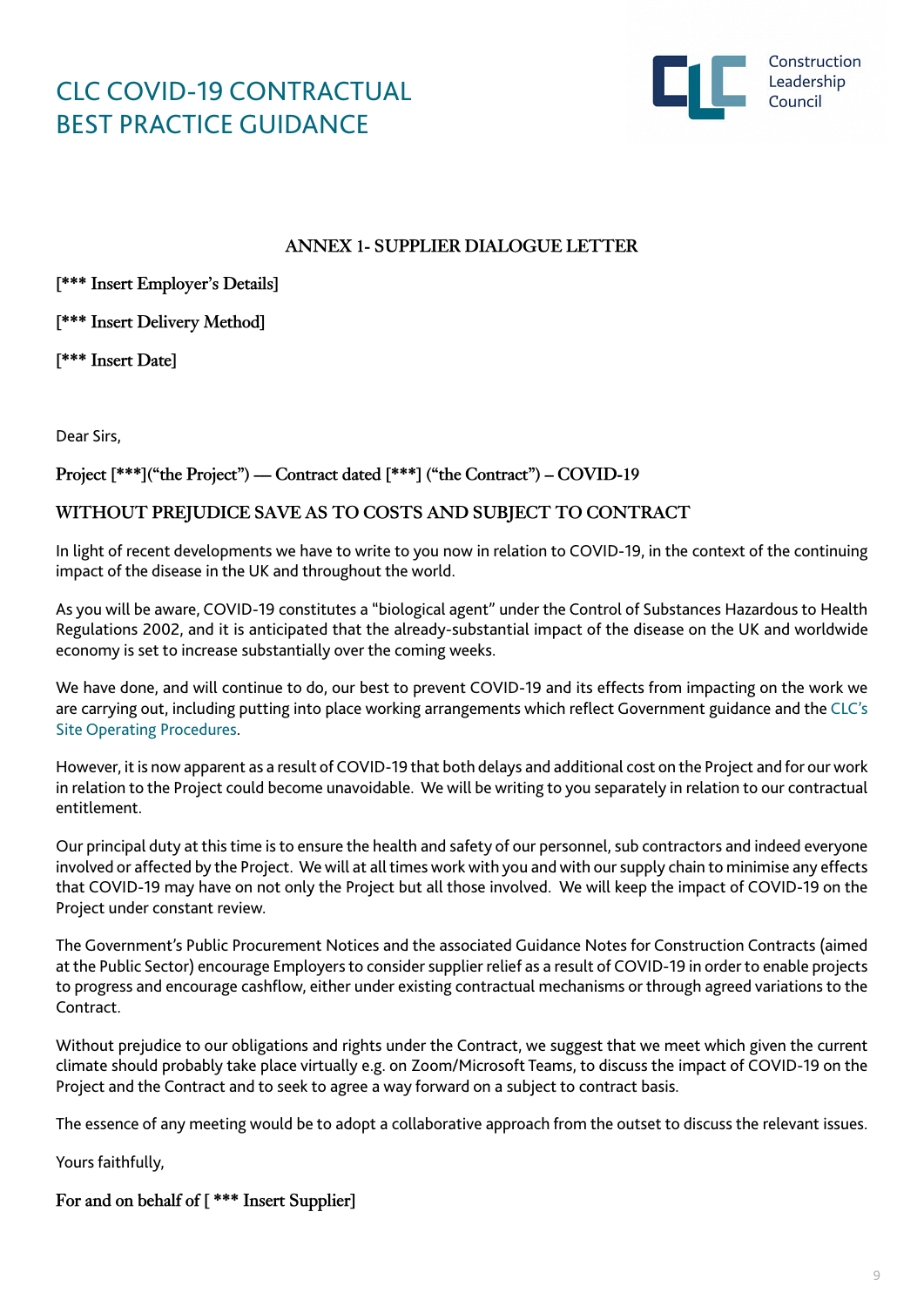# CLC COVID-19 CONTRACTUAL BEST PRACTICE GUIDANCE

## ANNEX 1- SUPPLIER DIALOGUE LETTER

[*** Insert Employer's Details]

[*** Insert Delivery Method]

[*** Insert Date]

Dear Sirs,

**Project [***]("the Project") — Contract dated [***] ("the Contract") – COVID-19**

**WITHOUT PREJUDICE SAVE AS TO COSTS AND SUBJECT TO CONTRACT**

In light of recent developments we have to write to you now in relation to COVID-19, in the context of the continuing impact of the disease in the UK and throughout the world.

As you will be aware, COVID-19 constitutes a "biological agent" under the Control of Substances Hazardous to Health Regulations 2002, and it is anticipated that the already-substantial impact of the disease on the UK and worldwide economy is set to increase substantially over the coming weeks.

We have done, and will continue to do, our best to prevent COVID-19 and its effects from impacting on the work we are carrying out, including putting into place working arrangements which reflect Government guidance and the CLC's Site Operating Procedures.

However, it is now apparent as a result of COVID-19 that both delays and additional cost on the Project and for our work in relation to the Project could become unavoidable. We will be writing to you separately in relation to our contractual entitlement.

Our principal duty at this time is to ensure the health and safety of our personnel, sub contractors and indeed everyone involved or affected by the Project. We will at all times work with you and with our supply chain to minimise any effects that COVID-19 may have on not only the Project but all those involved. We will keep the impact of COVID-19 on the Project under constant review.

The Government's Public Procurement Notices and the associated Guidance Notes for Construction Contracts (aimed at the Public Sector) encourage Employers to consider supplier relief as a result of COVID-19 in order to enable projects to progress and encourage cashflow, either under existing contractual mechanisms or through agreed variations to the Contract.

Without prejudice to our obligations and rights under the Contract, we suggest that we meet which given the current climate should probably take place virtually e.g. on Zoom/Microsoft Teams, to discuss the impact of COVID-19 on the Project and the Contract and to seek to agree a way forward on a subject to contract basis.

The essence of any meeting would be to adopt a collaborative approach from the outset to discuss the relevant issues.

Yours faithfully,

For and on behalf of [ *** Insert Supplier]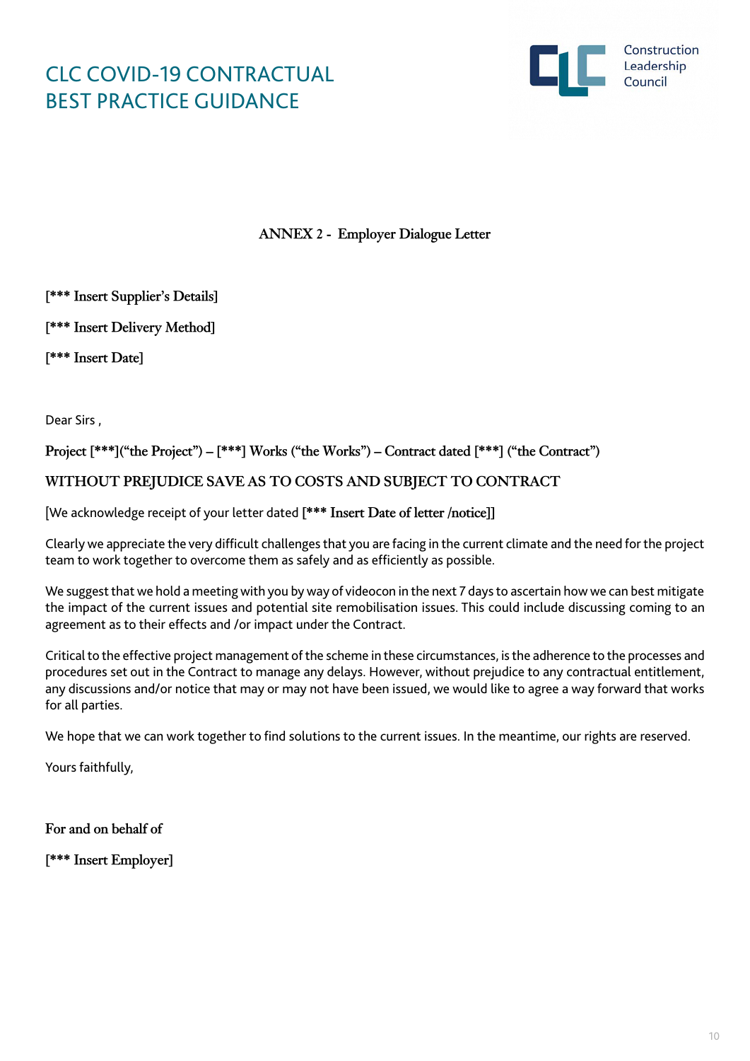## ANNEX 2 - Employer Dialogue Letter

**[*** Insert Supplier's Details]**

**[*** Insert Delivery Method]**

**[*** Insert Date]**

Dear Sirs ,

**Project [***]("the Project") – [***] Works ("the Works") – Contract dated [***] ("the Contract")**

**WITHOUT PREJUDICE SAVE AS TO COSTS AND SUBJECT TO CONTRACT**

[We acknowledge receipt of your letter dated **[*** Insert Date of letter /notice]]**

Clearly we appreciate the very difficult challenges that you are facing in the current climate and the need for the project team to work together to overcome them as safely and as efficiently as possible.

We suggest that we hold a meeting with you by way of videocon in the next 7 days to ascertain how we can best mitigate the impact of the current issues and potential site remobilisation issues. This could include discussing coming to an agreement as to their effects and /or impact under the Contract.

Critical to the effective project management of the scheme in these circumstances, is the adherence to the processes and procedures set out in the Contract to manage any delays. However, without prejudice to any contractual entitlement, any discussions and/or notice that may or may not have been issued, we would like to agree a way forward that works for all parties.

We hope that we can work together to find solutions to the current issues. In the meantime, our rights are reserved.

Yours faithfully,

**For and on behalf of**

**[*** Insert Employer]**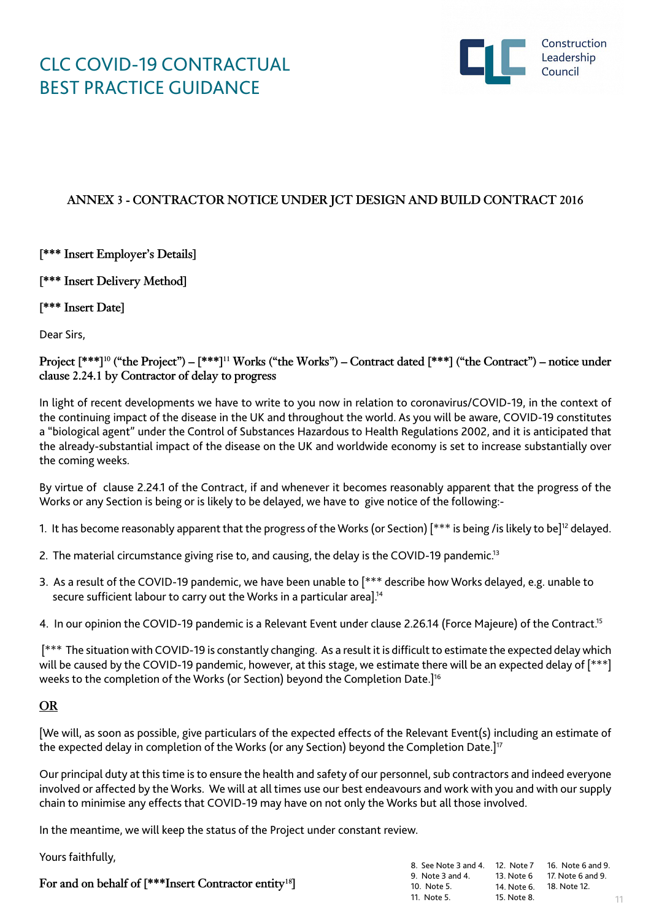# CLC COVID-19 CONTRACTUAL BEST PRACTICE GUIDANCE

## ANNEX 3 - CONTRACTOR NOTICE UNDER JCT DESIGN AND BUILD CONTRACT 2016

**[*** Insert Employer's Details]**

**[*** Insert Delivery Method]**

**[*** Insert Date]**

Dear Sirs,

**Project [***][10] ("the Project") – [***][11] Works ("the Works") – Contract dated [***] ("the Contract") – notice under clause 2.24.1 by Contractor of delay to progress**

In light of recent developments we have to write to you now in relation to coronavirus/COVID-19, in the context of the continuing impact of the disease in the UK and throughout the world. As you will be aware, COVID-19 constitutes a "biological agent" under the Control of Substances Hazardous to Health Regulations 2002, and it is anticipated that the already-substantial impact of the disease on the UK and worldwide economy is set to increase substantially over the coming weeks.

By virtue of clause 2.24.1 of the Contract, if and whenever it becomes reasonably apparent that the progress of the Works or any Section is being or is likely to be delayed, we have to give notice of the following:-

1. It has become reasonably apparent that the progress of the Works (or Section) [*** is being /is likely to be][12] delayed.

2. The material circumstance giving rise to, and causing, the delay is the COVID-19 pandemic.[13]

3. As a result of the COVID-19 pandemic, we have been unable to [*** describe how Works delayed, e.g. unable to secure sufficient labour to carry out the Works in a particular area].[14]

4. In our opinion the COVID-19 pandemic is a Relevant Event under clause 2.26.14 (Force Majeure) of the Contract.[15]

[*** The situation with COVID-19 is constantly changing. As a result it is difficult to estimate the expected delay which will be caused by the COVID-19 pandemic, however, at this stage, we estimate there will be an expected delay of [***] weeks to the completion of the Works (or Section) beyond the Completion Date.][16]

**OR**

[We will, as soon as possible, give particulars of the expected effects of the Relevant Event(s) including an estimate of the expected delay in completion of the Works (or any Section) beyond the Completion Date.][17]

Our principal duty at this time is to ensure the health and safety of our personnel, sub contractors and indeed everyone involved or affected by the Works. We will at all times use our best endeavours and work with you and with our supply chain to minimise any effects that COVID-19 may have on not only the Works but all those involved.

In the meantime, we will keep the status of the Project under constant review.

Yours faithfully,

**For and on behalf of [***Insert Contractor entity[18]]**

8. See Note 3 and 4.
9. Note 3 and 4.
10. Note 5.
11. Note 5.
12. Note 7
13. Note 6
14. Note 6.
15. Note 8.
16. Note 6 and 9.
17. Note 6 and 9.
18. Note 12.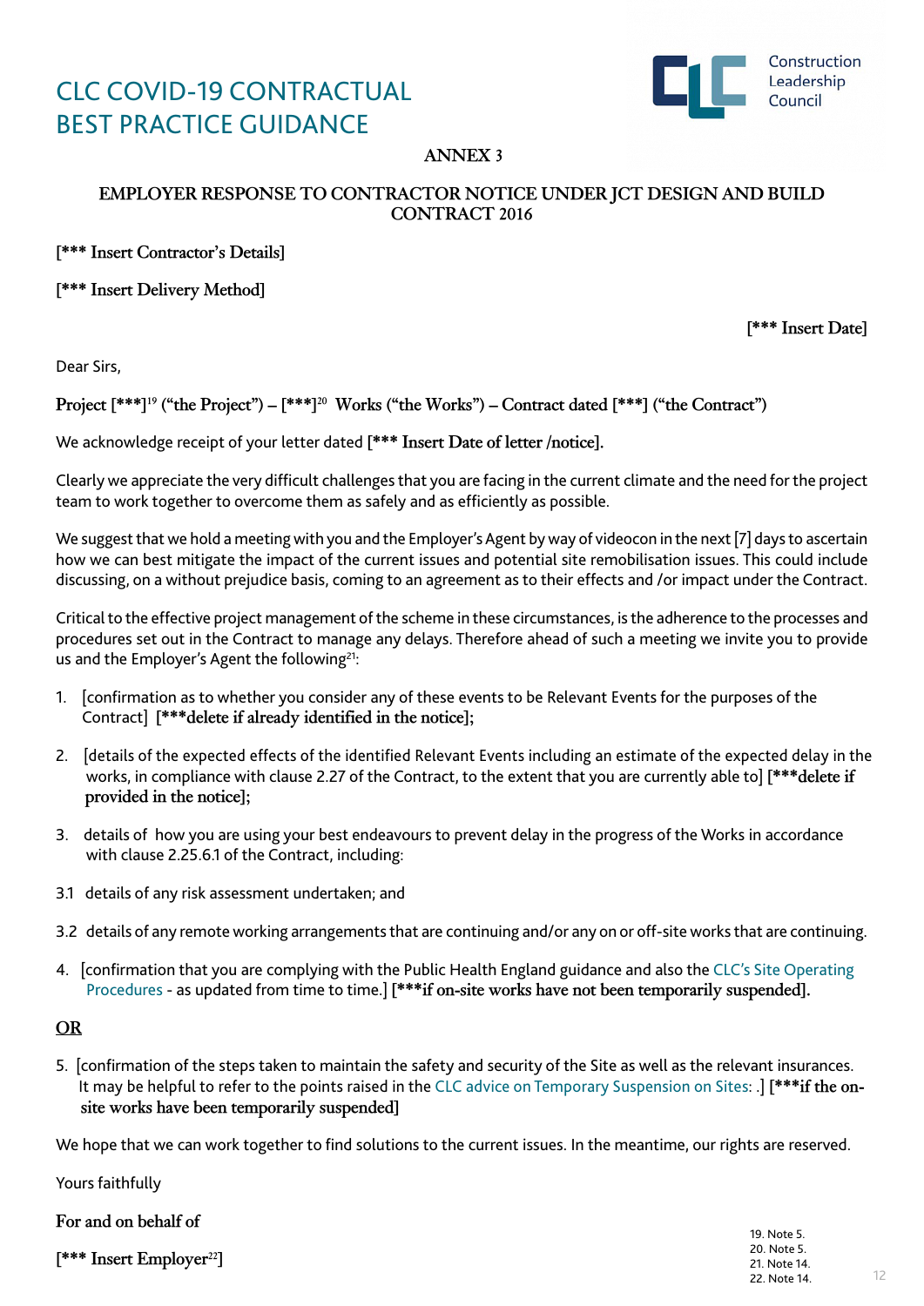# CLC COVID-19 CONTRACTUAL BEST PRACTICE GUIDANCE

## ANNEX 3

### EMPLOYER RESPONSE TO CONTRACTOR NOTICE UNDER JCT DESIGN AND BUILD CONTRACT 2016

**[*** Insert Contractor's Details]**

**[*** Insert Delivery Method]**

**[*** Insert Date]**

Dear Sirs,

**Project [***][19] ("the Project") – [***][20] Works ("the Works") – Contract dated [***] ("the Contract")**

We acknowledge receipt of your letter dated **[*** Insert Date of letter /notice].**

Clearly we appreciate the very difficult challenges that you are facing in the current climate and the need for the project team to work together to overcome them as safely and as efficiently as possible.

We suggest that we hold a meeting with you and the Employer's Agent by way of videocon in the next [7] days to ascertain how we can best mitigate the impact of the current issues and potential site remobilisation issues. This could include discussing, on a without prejudice basis, coming to an agreement as to their effects and /or impact under the Contract.

Critical to the effective project management of the scheme in these circumstances, is the adherence to the processes and procedures set out in the Contract to manage any delays. Therefore ahead of such a meeting we invite you to provide us and the Employer's Agent the following[21]:

1. [confirmation as to whether you consider any of these events to be Relevant Events for the purposes of the Contract] **[***delete if already identified in the notice];**

2. [details of the expected effects of the identified Relevant Events including an estimate of the expected delay in the works, in compliance with clause 2.27 of the Contract, to the extent that you are currently able to] **[***delete if provided in the notice];**

3. details of how you are using your best endeavours to prevent delay in the progress of the Works in accordance with clause 2.25.6.1 of the Contract, including:

3.1 details of any risk assessment undertaken; and

3.2 details of any remote working arrangements that are continuing and/or any on or off-site works that are continuing.

4. [confirmation that you are complying with the Public Health England guidance and also the CLC's Site Operating Procedures - as updated from time to time.] **[***if on-site works have not been temporarily suspended].**

**OR**

5. [confirmation of the steps taken to maintain the safety and security of the Site as well as the relevant insurances. It may be helpful to refer to the points raised in the CLC advice on Temporary Suspension on Sites: .] **[***if the on-site works have been temporarily suspended]**

We hope that we can work together to find solutions to the current issues. In the meantime, our rights are reserved.

Yours faithfully

**For and on behalf of**

**[*** Insert Employer[22]]**

19. Note 5.
20. Note 5.
21. Note 14.
22. Note 14.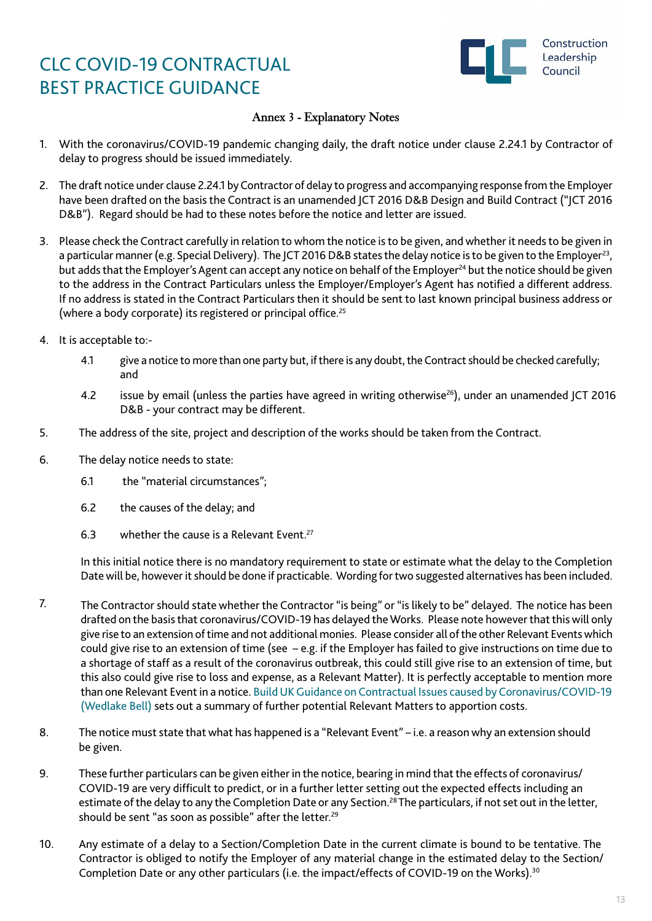# CLC COVID-19 CONTRACTUAL BEST PRACTICE GUIDANCE

## Annex 3 - Explanatory Notes

1. With the coronavirus/COVID-19 pandemic changing daily, the draft notice under clause 2.24.1 by Contractor of delay to progress should be issued immediately.

2. The draft notice under clause 2.24.1 by Contractor of delay to progress and accompanying response from the Employer have been drafted on the basis the Contract is an unamended JCT 2016 D&B Design and Build Contract ("JCT 2016 D&B"). Regard should be had to these notes before the notice and letter are issued.

3. Please check the Contract carefully in relation to whom the notice is to be given, and whether it needs to be given in a particular manner (e.g. Special Delivery). The JCT 2016 D&B states the delay notice is to be given to the Employer[23], but adds that the Employer's Agent can accept any notice on behalf of the Employer[24] but the notice should be given to the address in the Contract Particulars unless the Employer/Employer's Agent has notified a different address. If no address is stated in the Contract Particulars then it should be sent to last known principal business address or (where a body corporate) its registered or principal office.[25]

4. It is acceptable to:-

   4.1 give a notice to more than one party but, if there is any doubt, the Contract should be checked carefully; and

   4.2 issue by email (unless the parties have agreed in writing otherwise[26]), under an unamended JCT 2016 D&B - your contract may be different.

5. The address of the site, project and description of the works should be taken from the Contract.

6. The delay notice needs to state:

   6.1 the "material circumstances";

   6.2 the causes of the delay; and

   6.3 whether the cause is a Relevant Event.[27]

   In this initial notice there is no mandatory requirement to state or estimate what the delay to the Completion Date will be, however it should be done if practicable. Wording for two suggested alternatives has been included.

7. The Contractor should state whether the Contractor "is being" or "is likely to be" delayed. The notice has been drafted on the basis that coronavirus/COVID-19 has delayed the Works. Please note however that this will only give rise to an extension of time and not additional monies. Please consider all of the other Relevant Events which could give rise to an extension of time (see – e.g. if the Employer has failed to give instructions on time due to a shortage of staff as a result of the coronavirus outbreak, this could still give rise to an extension of time, but this also could give rise to loss and expense, as a Relevant Matter). It is perfectly acceptable to mention more than one Relevant Event in a notice. Build UK Guidance on Contractual Issues caused by Coronavirus/COVID-19 (Wedlake Bell) sets out a summary of further potential Relevant Matters to apportion costs.

8. The notice must state that what has happened is a "Relevant Event" – i.e. a reason why an extension should be given.

9. These further particulars can be given either in the notice, bearing in mind that the effects of coronavirus/ COVID-19 are very difficult to predict, or in a further letter setting out the expected effects including an estimate of the delay to any the Completion Date or any Section.[28] The particulars, if not set out in the letter, should be sent "as soon as possible" after the letter.[29]

10. Any estimate of a delay to a Section/Completion Date in the current climate is bound to be tentative. The Contractor is obliged to notify the Employer of any material change in the estimated delay to the Section/ Completion Date or any other particulars (i.e. the impact/effects of COVID-19 on the Works).[30]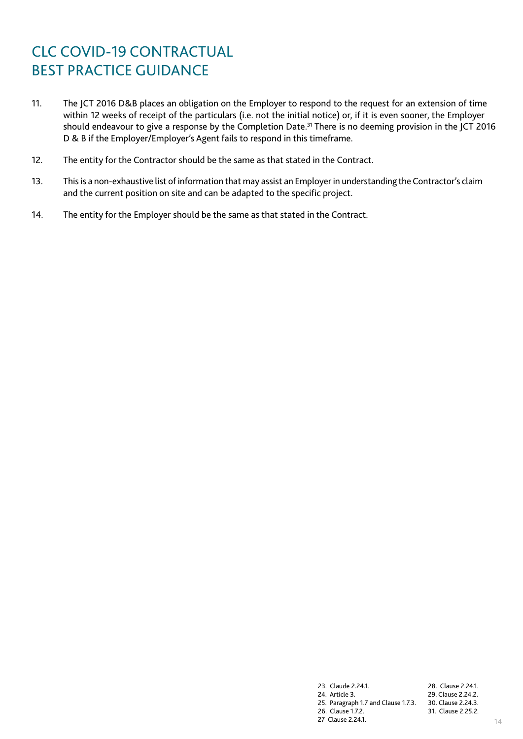# CLC COVID-19 CONTRACTUAL BEST PRACTICE GUIDANCE

11. The JCT 2016 D&B places an obligation on the Employer to respond to the request for an extension of time within 12 weeks of receipt of the particulars (i.e. not the initial notice) or, if it is even sooner, the Employer should endeavour to give a response by the Completion Date.[31] There is no deeming provision in the JCT 2016 D & B if the Employer/Employer's Agent fails to respond in this timeframe.

12. The entity for the Contractor should be the same as that stated in the Contract.

13. This is a non-exhaustive list of information that may assist an Employer in understanding the Contractor's claim and the current position on site and can be adapted to the specific project.

14. The entity for the Employer should be the same as that stated in the Contract.

---

23. Claude 2.24.1.
24. Article 3.
25. Paragraph 1.7 and Clause 1.7.3.
26. Clause 1.7.2.
27 Clause 2.24.1.
28. Clause 2.24.1.
29. Clause 2.24.2.
30. Clause 2.24.3.
31. Clause 2.25.2.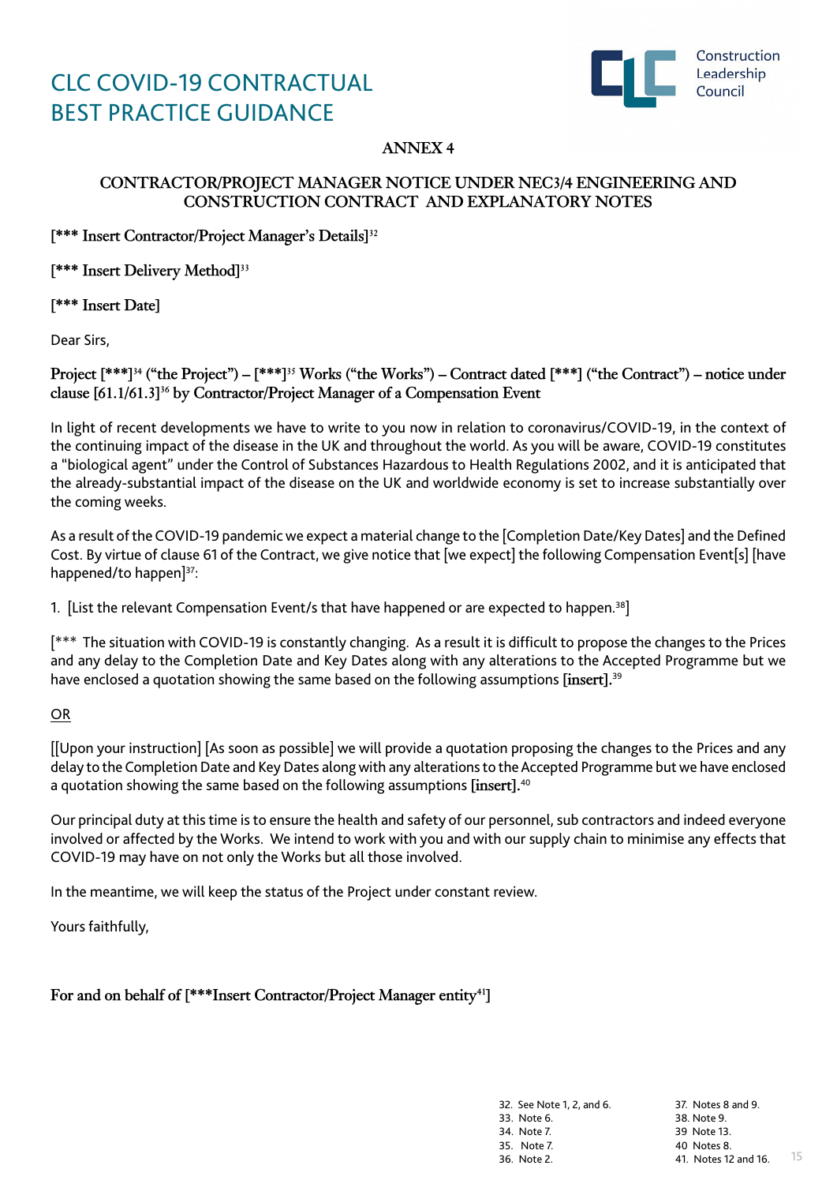# CLC COVID-19 CONTRACTUAL BEST PRACTICE GUIDANCE

## ANNEX 4

### CONTRACTOR/PROJECT MANAGER NOTICE UNDER NEC3/4 ENGINEERING AND CONSTRUCTION CONTRACT AND EXPLANATORY NOTES

**[*** Insert Contractor/Project Manager's Details]**[32]

**[*** Insert Delivery Method]**[33]

**[*** Insert Date]**

Dear Sirs,

**Project [***]**[34] **("the Project") – [***]**[35] **Works ("the Works") – Contract dated [***] ("the Contract") – notice under clause [61.1/61.3]**[36] **by Contractor/Project Manager of a Compensation Event**

In light of recent developments we have to write to you now in relation to coronavirus/COVID-19, in the context of the continuing impact of the disease in the UK and throughout the world. As you will be aware, COVID-19 constitutes a "biological agent" under the Control of Substances Hazardous to Health Regulations 2002, and it is anticipated that the already-substantial impact of the disease on the UK and worldwide economy is set to increase substantially over the coming weeks.

As a result of the COVID-19 pandemic we expect a material change to the [Completion Date/Key Dates] and the Defined Cost. By virtue of clause 61 of the Contract, we give notice that [we expect] the following Compensation Event[s] [have happened/to happen][37]:

1. [List the relevant Compensation Event/s that have happened or are expected to happen.[38]]

[*** The situation with COVID-19 is constantly changing. As a result it is difficult to propose the changes to the Prices and any delay to the Completion Date and Key Dates along with any alterations to the Accepted Programme but we have enclosed a quotation showing the same based on the following assumptions **[insert].**[39]

OR

[[Upon your instruction] [As soon as possible] we will provide a quotation proposing the changes to the Prices and any delay to the Completion Date and Key Dates along with any alterations to the Accepted Programme but we have enclosed a quotation showing the same based on the following assumptions **[insert].**[40]

Our principal duty at this time is to ensure the health and safety of our personnel, sub contractors and indeed everyone involved or affected by the Works. We intend to work with you and with our supply chain to minimise any effects that COVID-19 may have on not only the Works but all those involved.

In the meantime, we will keep the status of the Project under constant review.

Yours faithfully,

**For and on behalf of [***Insert Contractor/Project Manager entity**[41]**]**

32. See Note 1, 2, and 6.
33. Note 6.
34. Note 7.
35. Note 7.
36. Note 2.
37. Notes 8 and 9.
38. Note 9.
39. Note 13.
40. Notes 8.
41. Notes 12 and 16.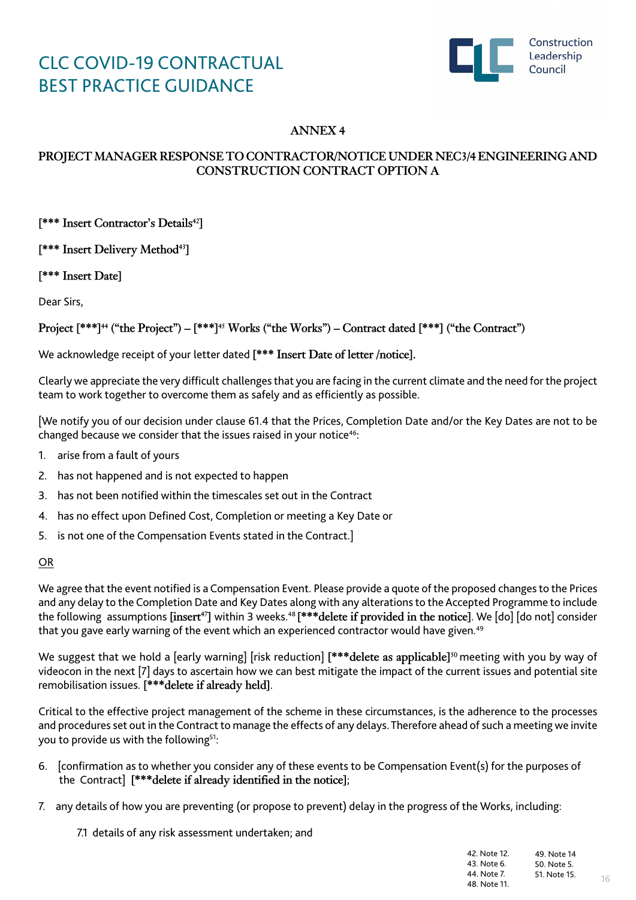# ANNEX 4

## PROJECT MANAGER RESPONSE TO CONTRACTOR/NOTICE UNDER NEC3/4 ENGINEERING AND CONSTRUCTION CONTRACT OPTION A

**[*** Insert Contractor's Details[42]]**

**[*** Insert Delivery Method[43]]**

**[*** Insert Date]**

Dear Sirs,

**Project [***][44] ("the Project") – [***][45] Works ("the Works") – Contract dated [***] ("the Contract")**

We acknowledge receipt of your letter dated **[*** Insert Date of letter /notice].**

Clearly we appreciate the very difficult challenges that you are facing in the current climate and the need for the project team to work together to overcome them as safely and as efficiently as possible.

[We notify you of our decision under clause 61.4 that the Prices, Completion Date and/or the Key Dates are not to be changed because we consider that the issues raised in your notice[46]:

1. arise from a fault of yours
2. has not happened and is not expected to happen
3. has not been notified within the timescales set out in the Contract
4. has no effect upon Defined Cost, Completion or meeting a Key Date or
5. is not one of the Compensation Events stated in the Contract.]

<u>OR</u>

We agree that the event notified is a Compensation Event. Please provide a quote of the proposed changes to the Prices and any delay to the Completion Date and Key Dates along with any alterations to the Accepted Programme to include the following assumptions **[insert[47]]** within 3 weeks.[48] **[***delete if provided in the notice]**. We [do] [do not] consider that you gave early warning of the event which an experienced contractor would have given.[49]

We suggest that we hold a [early warning] [risk reduction] **[***delete as applicable]**[50] meeting with you by way of videocon in the next [7] days to ascertain how we can best mitigate the impact of the current issues and potential site remobilisation issues. **[***delete if already held]**.

Critical to the effective project management of the scheme in these circumstances, is the adherence to the processes and procedures set out in the Contract to manage the effects of any delays. Therefore ahead of such a meeting we invite you to provide us with the following[51]:

6. [confirmation as to whether you consider any of these events to be Compensation Event(s) for the purposes of the Contract] **[***delete if already identified in the notice]**;
7. any details of how you are preventing (or propose to prevent) delay in the progress of the Works, including:

    7.1 details of any risk assessment undertaken; and

42. Note 12.
43. Note 6.
44. Note 7.
48. Note 11.
49. Note 14
50. Note 5.
51. Note 15.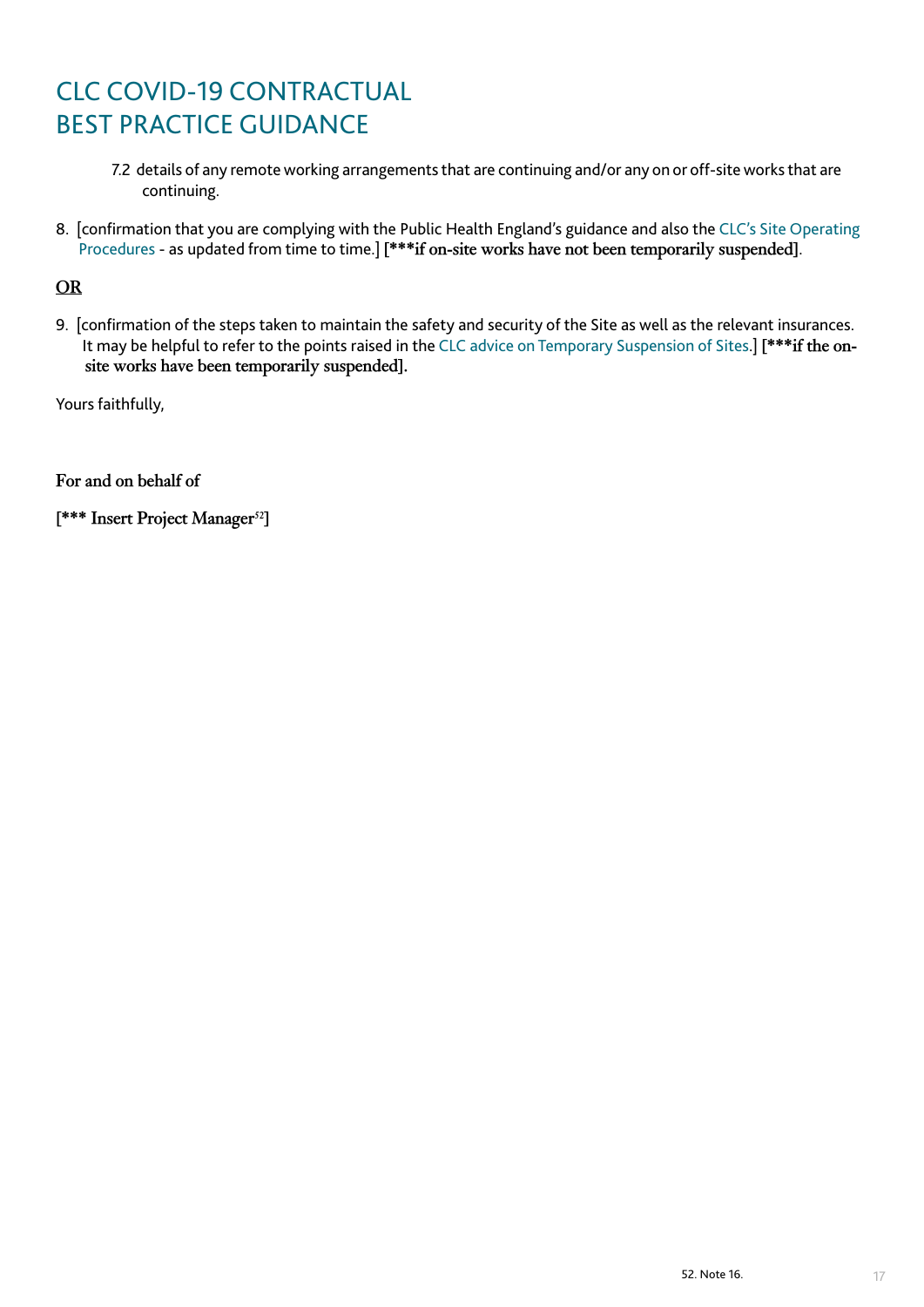7.2 details of any remote working arrangements that are continuing and/or any on or off-site works that are continuing.

8. [confirmation that you are complying with the Public Health England's guidance and also the CLC's Site Operating Procedures - as updated from time to time.] **[***if on-site works have not been temporarily suspended]**.

**OR**

9. [confirmation of the steps taken to maintain the safety and security of the Site as well as the relevant insurances. It may be helpful to refer to the points raised in the CLC advice on Temporary Suspension of Sites.] **[***if the on-site works have been temporarily suspended].**

Yours faithfully,

**For and on behalf of**

**[*** Insert Project Manager[52]]**

52. Note 16.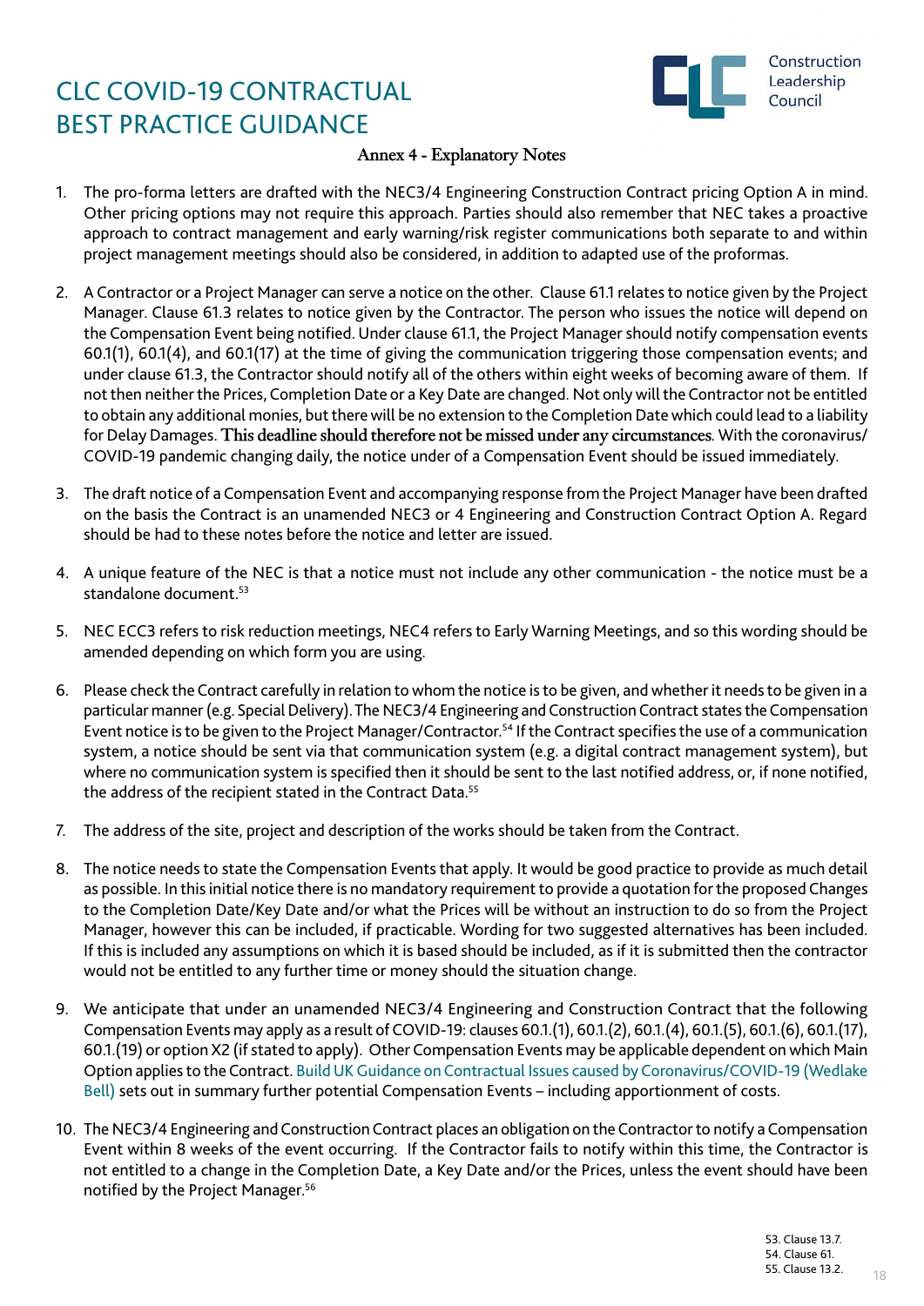# CLC COVID-19 CONTRACTUAL BEST PRACTICE GUIDANCE

## Annex 4 - Explanatory Notes

1. The pro-forma letters are drafted with the NEC3/4 Engineering Construction Contract pricing Option A in mind. Other pricing options may not require this approach. Parties should also remember that NEC takes a proactive approach to contract management and early warning/risk register communications both separate to and within project management meetings should also be considered, in addition to adapted use of the proformas.

2. A Contractor or a Project Manager can serve a notice on the other. Clause 61.1 relates to notice given by the Project Manager. Clause 61.3 relates to notice given by the Contractor. The person who issues the notice will depend on the Compensation Event being notified. Under clause 61.1, the Project Manager should notify compensation events 60.1(1), 60.1(4), and 60.1(17) at the time of giving the communication triggering those compensation events; and under clause 61.3, the Contractor should notify all of the others within eight weeks of becoming aware of them. If not then neither the Prices, Completion Date or a Key Date are changed. Not only will the Contractor not be entitled to obtain any additional monies, but there will be no extension to the Completion Date which could lead to a liability for Delay Damages. **This deadline should therefore not be missed under any circumstances**. With the coronavirus/ COVID-19 pandemic changing daily, the notice under of a Compensation Event should be issued immediately.

3. The draft notice of a Compensation Event and accompanying response from the Project Manager have been drafted on the basis the Contract is an unamended NEC3 or 4 Engineering and Construction Contract Option A. Regard should be had to these notes before the notice and letter are issued.

4. A unique feature of the NEC is that a notice must not include any other communication - the notice must be a standalone document.[53]

5. NEC ECC3 refers to risk reduction meetings, NEC4 refers to Early Warning Meetings, and so this wording should be amended depending on which form you are using.

6. Please check the Contract carefully in relation to whom the notice is to be given, and whether it needs to be given in a particular manner (e.g. Special Delivery). The NEC3/4 Engineering and Construction Contract states the Compensation Event notice is to be given to the Project Manager/Contractor.[54] If the Contract specifies the use of a communication system, a notice should be sent via that communication system (e.g. a digital contract management system), but where no communication system is specified then it should be sent to the last notified address, or, if none notified, the address of the recipient stated in the Contract Data.[55]

7. The address of the site, project and description of the works should be taken from the Contract.

8. The notice needs to state the Compensation Events that apply. It would be good practice to provide as much detail as possible. In this initial notice there is no mandatory requirement to provide a quotation for the proposed Changes to the Completion Date/Key Date and/or what the Prices will be without an instruction to do so from the Project Manager, however this can be included, if practicable. Wording for two suggested alternatives has been included. If this is included any assumptions on which it is based should be included, as if it is submitted then the contractor would not be entitled to any further time or money should the situation change.

9. We anticipate that under an unamended NEC3/4 Engineering and Construction Contract that the following Compensation Events may apply as a result of COVID-19: clauses 60.1.(1), 60.1.(2), 60.1.(4), 60.1.(5), 60.1.(6), 60.1.(17), 60.1.(19) or option X2 (if stated to apply). Other Compensation Events may be applicable dependent on which Main Option applies to the Contract. Build UK Guidance on Contractual Issues caused by Coronavirus/COVID-19 (Wedlake Bell) sets out in summary further potential Compensation Events – including apportionment of costs.

10. The NEC3/4 Engineering and Construction Contract places an obligation on the Contractor to notify a Compensation Event within 8 weeks of the event occurring. If the Contractor fails to notify within this time, the Contractor is not entitled to a change in the Completion Date, a Key Date and/or the Prices, unless the event should have been notified by the Project Manager.[56]

53. Clause 13.7.
54. Clause 61.
55. Clause 13.2.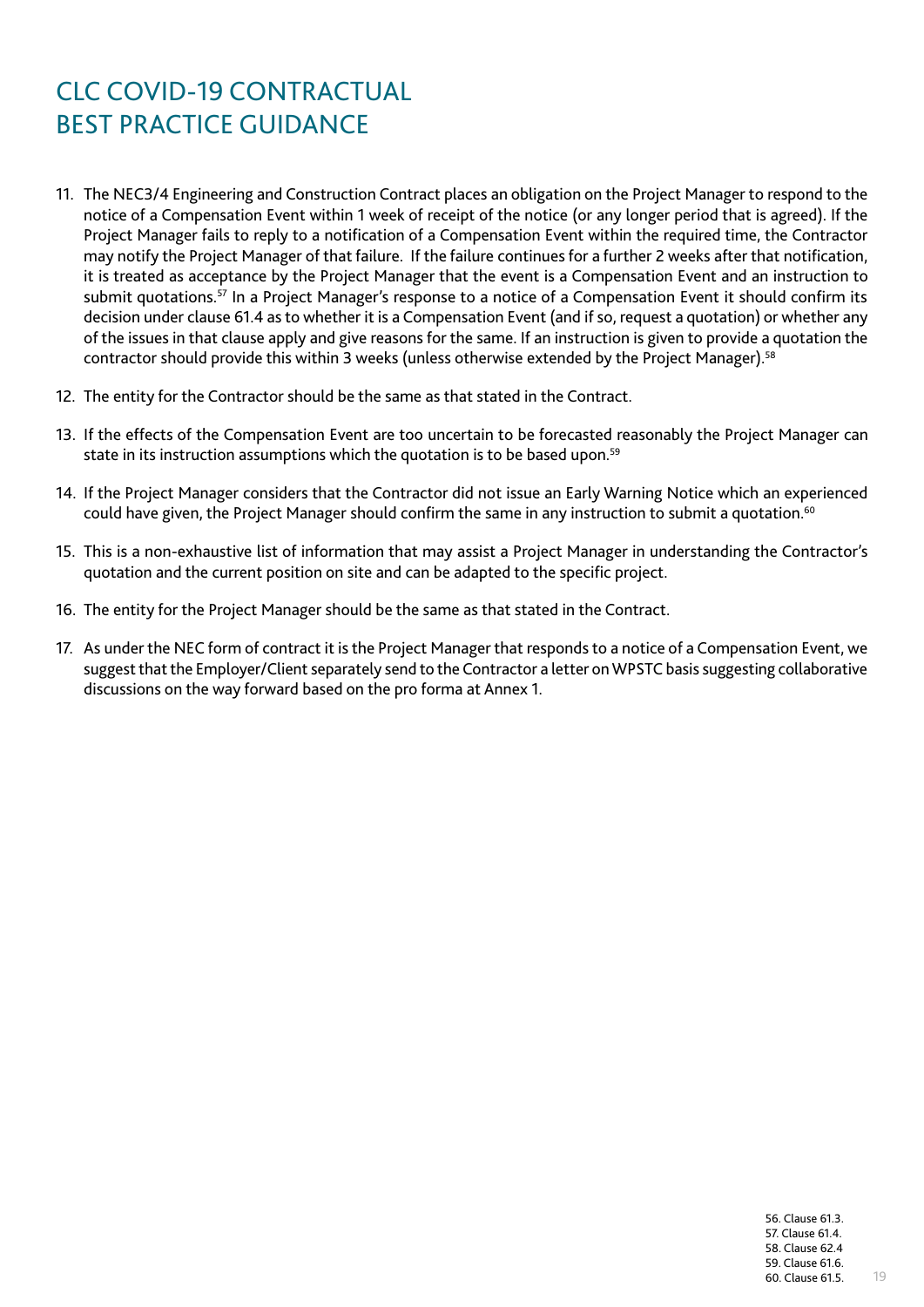# CLC COVID-19 CONTRACTUAL BEST PRACTICE GUIDANCE

11. The NEC3/4 Engineering and Construction Contract places an obligation on the Project Manager to respond to the notice of a Compensation Event within 1 week of receipt of the notice (or any longer period that is agreed). If the Project Manager fails to reply to a notification of a Compensation Event within the required time, the Contractor may notify the Project Manager of that failure. If the failure continues for a further 2 weeks after that notification, it is treated as acceptance by the Project Manager that the event is a Compensation Event and an instruction to submit quotations.[57] In a Project Manager's response to a notice of a Compensation Event it should confirm its decision under clause 61.4 as to whether it is a Compensation Event (and if so, request a quotation) or whether any of the issues in that clause apply and give reasons for the same. If an instruction is given to provide a quotation the contractor should provide this within 3 weeks (unless otherwise extended by the Project Manager).[58]

12. The entity for the Contractor should be the same as that stated in the Contract.

13. If the effects of the Compensation Event are too uncertain to be forecasted reasonably the Project Manager can state in its instruction assumptions which the quotation is to be based upon.[59]

14. If the Project Manager considers that the Contractor did not issue an Early Warning Notice which an experienced could have given, the Project Manager should confirm the same in any instruction to submit a quotation.[60]

15. This is a non-exhaustive list of information that may assist a Project Manager in understanding the Contractor's quotation and the current position on site and can be adapted to the specific project.

16. The entity for the Project Manager should be the same as that stated in the Contract.

17. As under the NEC form of contract it is the Project Manager that responds to a notice of a Compensation Event, we suggest that the Employer/Client separately send to the Contractor a letter on WPSTC basis suggesting collaborative discussions on the way forward based on the pro forma at Annex 1.

56. Clause 61.3.
57. Clause 61.4.
58. Clause 62.4
59. Clause 61.6.
60. Clause 61.5.